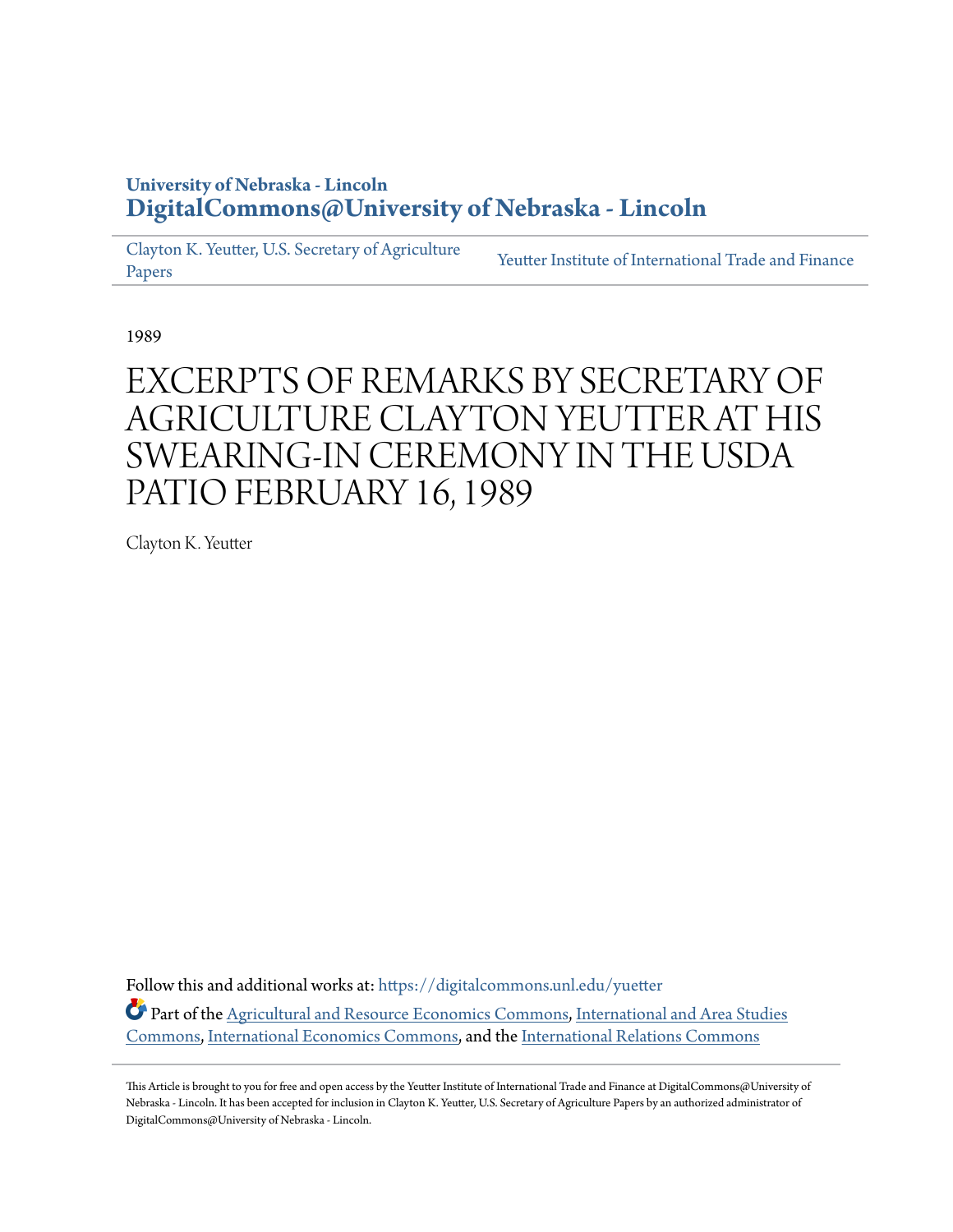University of Nebraska - Lincoln
**DigitalCommons@University of Nebraska - Lincoln**

Clayton K. Yeutter, U.S. Secretary of Agriculture Papers | Yeutter Institute of International Trade and Finance

1989

# EXCERPTS OF REMARKS BY SECRETARY OF AGRICULTURE CLAYTON YEUTTER AT HIS SWEARING-IN CEREMONY IN THE USDA PATIO FEBRUARY 16, 1989

Clayton K. Yeutter

Follow this and additional works at: https://digitalcommons.unl.edu/yeutter

Part of the Agricultural and Resource Economics Commons, International and Area Studies Commons, International Economics Commons, and the International Relations Commons

This Article is brought to you for free and open access by the Yeutter Institute of International Trade and Finance at DigitalCommons@University of Nebraska - Lincoln. It has been accepted for inclusion in Clayton K. Yeutter, U.S. Secretary of Agriculture Papers by an authorized administrator of DigitalCommons@University of Nebraska - Lincoln.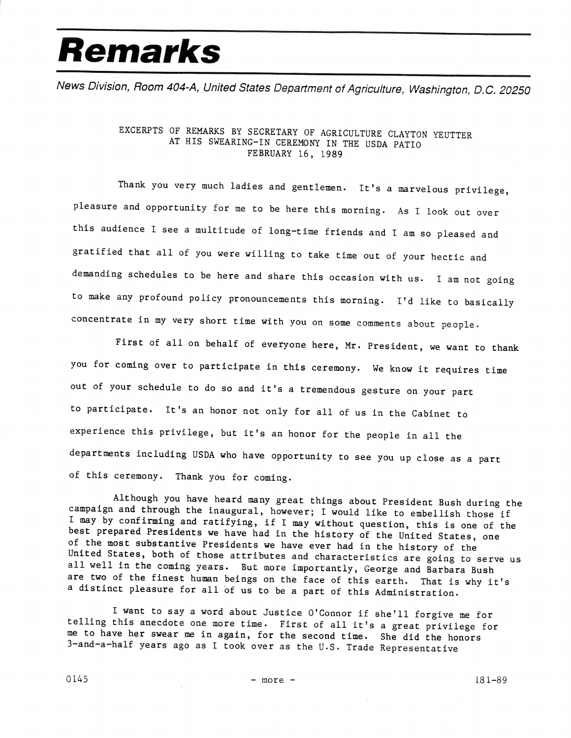# Remarks

*News Division, Room 404-A, United States Department of Agriculture, Washington, D.C. 20250*

EXCERPTS OF REMARKS BY SECRETARY OF AGRICULTURE CLAYTON YEUTTER
AT HIS SWEARING-IN CEREMONY IN THE USDA PATIO
FEBRUARY 16, 1989

Thank you very much ladies and gentlemen. It's a marvelous privilege, pleasure and opportunity for me to be here this morning. As I look out over this audience I see a multitude of long-time friends and I am so pleased and gratified that all of you were willing to take time out of your hectic and demanding schedules to be here and share this occasion with us. I am not going to make any profound policy pronouncements this morning. I'd like to basically concentrate in my very short time with you on some comments about people.

First of all on behalf of everyone here, Mr. President, we want to thank you for coming over to participate in this ceremony. We know it requires time out of your schedule to do so and it's a tremendous gesture on your part to participate. It's an honor not only for all of us in the Cabinet to experience this privilege, but it's an honor for the people in all the departments including USDA who have opportunity to see you up close as a part of this ceremony. Thank you for coming.

Although you have heard many great things about President Bush during the campaign and through the inaugural, however; I would like to embellish those if I may by confirming and ratifying, if I may without question, this is one of the best prepared Presidents we have had in the history of the United States, one of the most substantive Presidents we have ever had in the history of the United States, both of those attributes and characteristics are going to serve us all well in the coming years. But more importantly, George and Barbara Bush are two of the finest human beings on the face of this earth. That is why it's a distinct pleasure for all of us to be a part of this Administration.

I want to say a word about Justice O'Connor if she'll forgive me for telling this anecdote one more time. First of all it's a great privilege for me to have her swear me in again, for the second time. She did the honors 3-and-a-half years ago as I took over as the U.S. Trade Representative

0145 - more - 181-89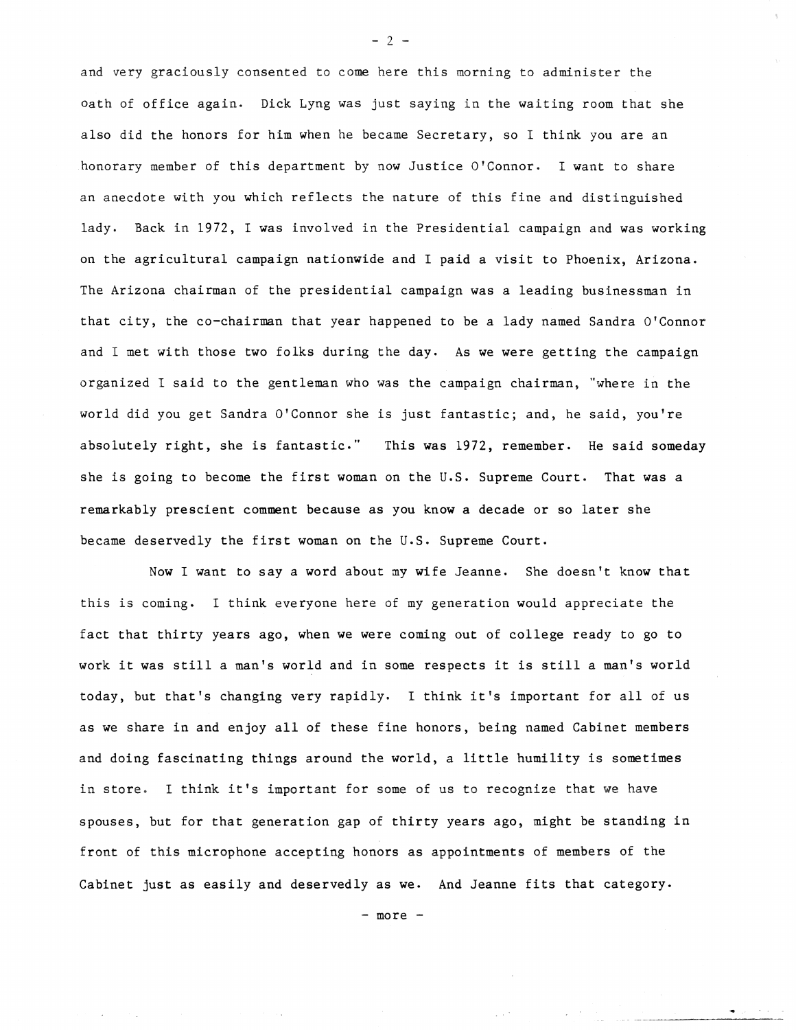and very graciously consented to come here this morning to administer the oath of office again. Dick Lyng was just saying in the waiting room that she also did the honors for him when he became Secretary, so I think you are an honorary member of this department by now Justice O'Connor. I want to share an anecdote with you which reflects the nature of this fine and distinguished lady. Back in 1972, I was involved in the Presidential campaign and was working on the agricultural campaign nationwide and I paid a visit to Phoenix, Arizona. The Arizona chairman of the presidential campaign was a leading businessman in that city, the co-chairman that year happened to be a lady named Sandra O'Connor and I met with those two folks during the day. As we were getting the campaign organized I said to the gentleman who was the campaign chairman, "where in the world did you get Sandra O'Connor she is just fantastic; and, he said, you're absolutely right, she is fantastic." This was 1972, remember. He said someday she is going to become the first woman on the U.S. Supreme Court. That was a remarkably prescient comment because as you know a decade or so later she became deservedly the first woman on the U.S. Supreme Court.

Now I want to say a word about my wife Jeanne. She doesn't know that this is coming. I think everyone here of my generation would appreciate the fact that thirty years ago, when we were coming out of college ready to go to work it was still a man's world and in some respects it is still a man's world today, but that's changing very rapidly. I think it's important for all of us as we share in and enjoy all of these fine honors, being named Cabinet members and doing fascinating things around the world, a little humility is sometimes in store. I think it's important for some of us to recognize that we have spouses, but for that generation gap of thirty years ago, might be standing in front of this microphone accepting honors as appointments of members of the Cabinet just as easily and deservedly as we. And Jeanne fits that category.

- more -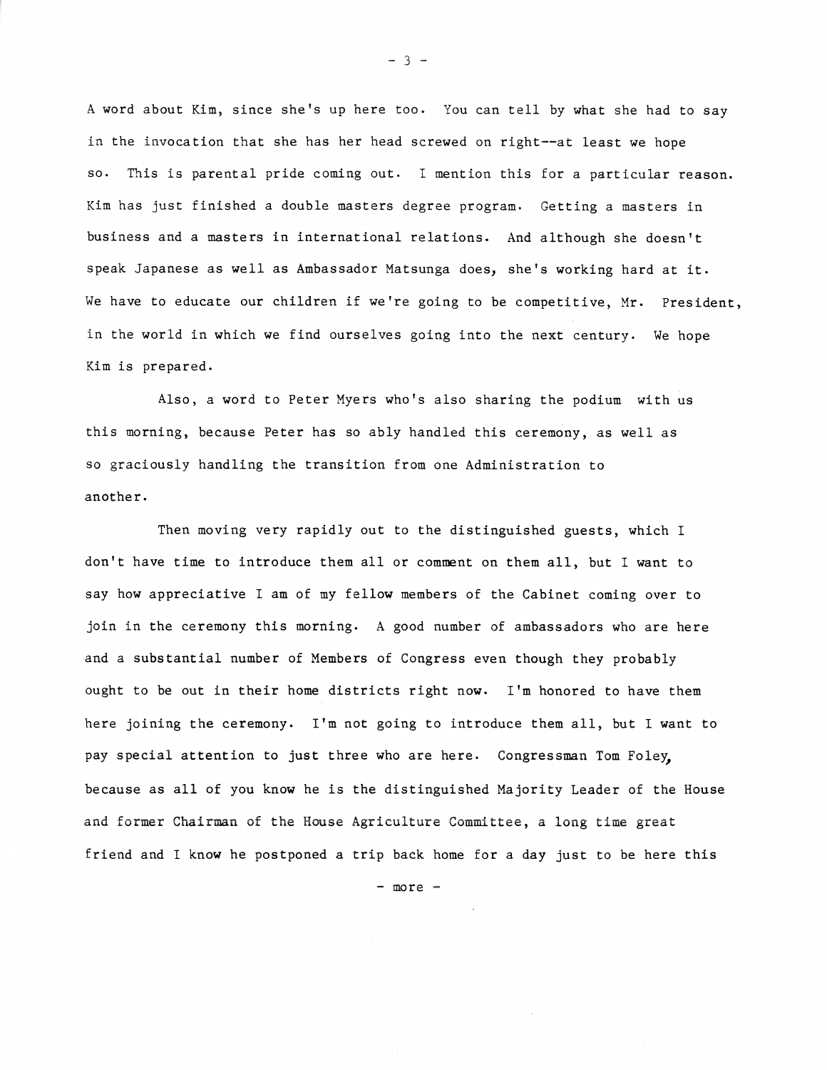A word about Kim, since she's up here too. You can tell by what she had to say in the invocation that she has her head screwed on right--at least we hope so. This is parental pride coming out. I mention this for a particular reason. Kim has just finished a double masters degree program. Getting a masters in business and a masters in international relations. And although she doesn't speak Japanese as well as Ambassador Matsunga does, she's working hard at it. We have to educate our children if we're going to be competitive, Mr. President, in the world in which we find ourselves going into the next century. We hope Kim is prepared.

Also, a word to Peter Myers who's also sharing the podium with us this morning, because Peter has so ably handled this ceremony, as well as so graciously handling the transition from one Administration to another.

Then moving very rapidly out to the distinguished guests, which I don't have time to introduce them all or comment on them all, but I want to say how appreciative I am of my fellow members of the Cabinet coming over to join in the ceremony this morning. A good number of ambassadors who are here and a substantial number of Members of Congress even though they probably ought to be out in their home districts right now. I'm honored to have them here joining the ceremony. I'm not going to introduce them all, but I want to pay special attention to just three who are here. Congressman Tom Foley, because as all of you know he is the distinguished Majority Leader of the House and former Chairman of the House Agriculture Committee, a long time great friend and I know he postponed a trip back home for a day just to be here this

- more -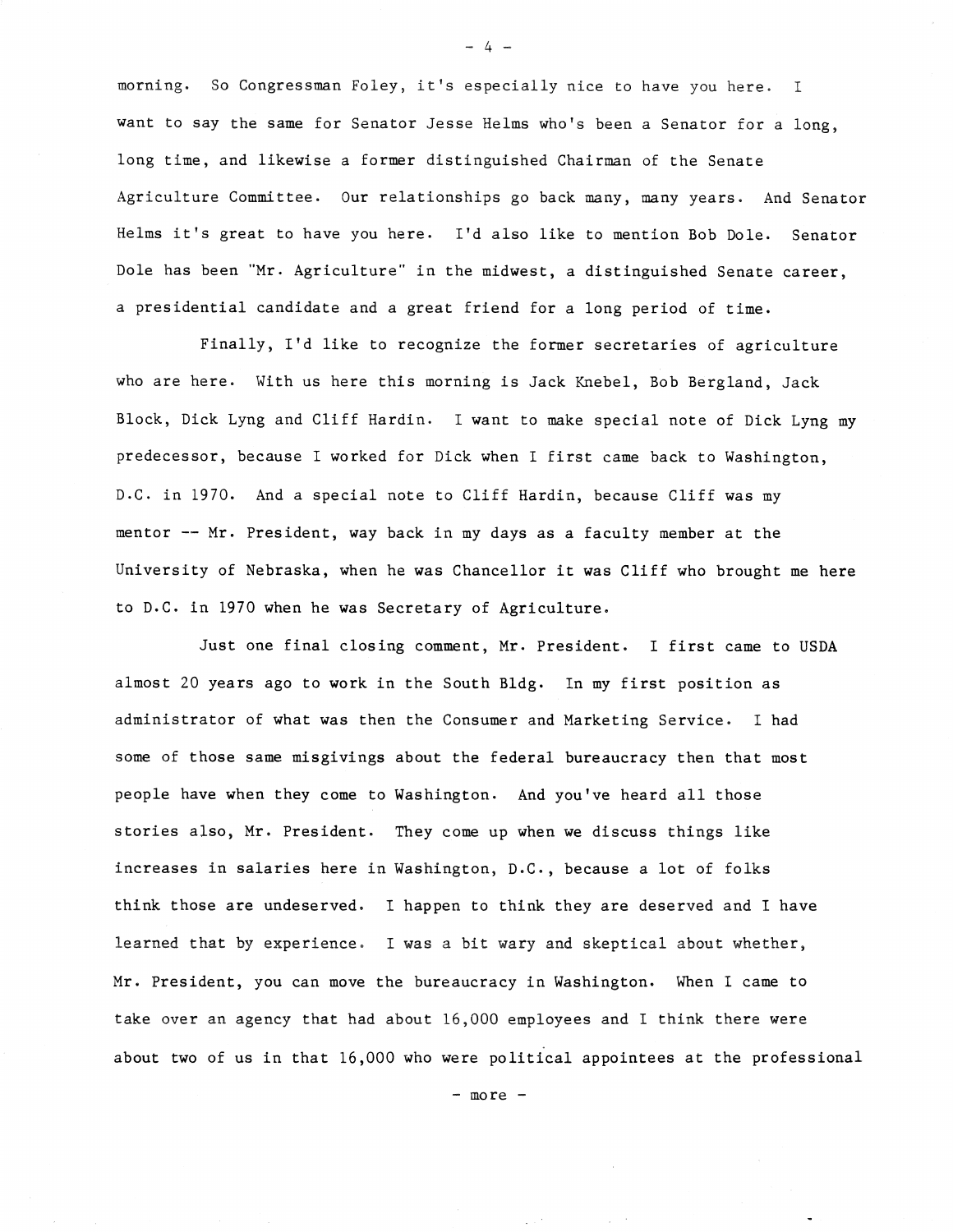morning. So Congressman Foley, it's especially nice to have you here. I want to say the same for Senator Jesse Helms who's been a Senator for a long, long time, and likewise a former distinguished Chairman of the Senate Agriculture Committee. Our relationships go back many, many years. And Senator Helms it's great to have you here. I'd also like to mention Bob Dole. Senator Dole has been "Mr. Agriculture" in the midwest, a distinguished Senate career, a presidential candidate and a great friend for a long period of time.

Finally, I'd like to recognize the former secretaries of agriculture who are here. With us here this morning is Jack Knebel, Bob Bergland, Jack Block, Dick Lyng and Cliff Hardin. I want to make special note of Dick Lyng my predecessor, because I worked for Dick when I first came back to Washington, D.C. in 1970. And a special note to Cliff Hardin, because Cliff was my mentor -- Mr. President, way back in my days as a faculty member at the University of Nebraska, when he was Chancellor it was Cliff who brought me here to D.C. in 1970 when he was Secretary of Agriculture.

Just one final closing comment, Mr. President. I first came to USDA almost 20 years ago to work in the South Bldg. In my first position as administrator of what was then the Consumer and Marketing Service. I had some of those same misgivings about the federal bureaucracy then that most people have when they come to Washington. And you've heard all those stories also, Mr. President. They come up when we discuss things like increases in salaries here in Washington, D.C., because a lot of folks think those are undeserved. I happen to think they are deserved and I have learned that by experience. I was a bit wary and skeptical about whether, Mr. President, you can move the bureaucracy in Washington. When I came to take over an agency that had about 16,000 employees and I think there were about two of us in that 16,000 who were political appointees at the professional

- more -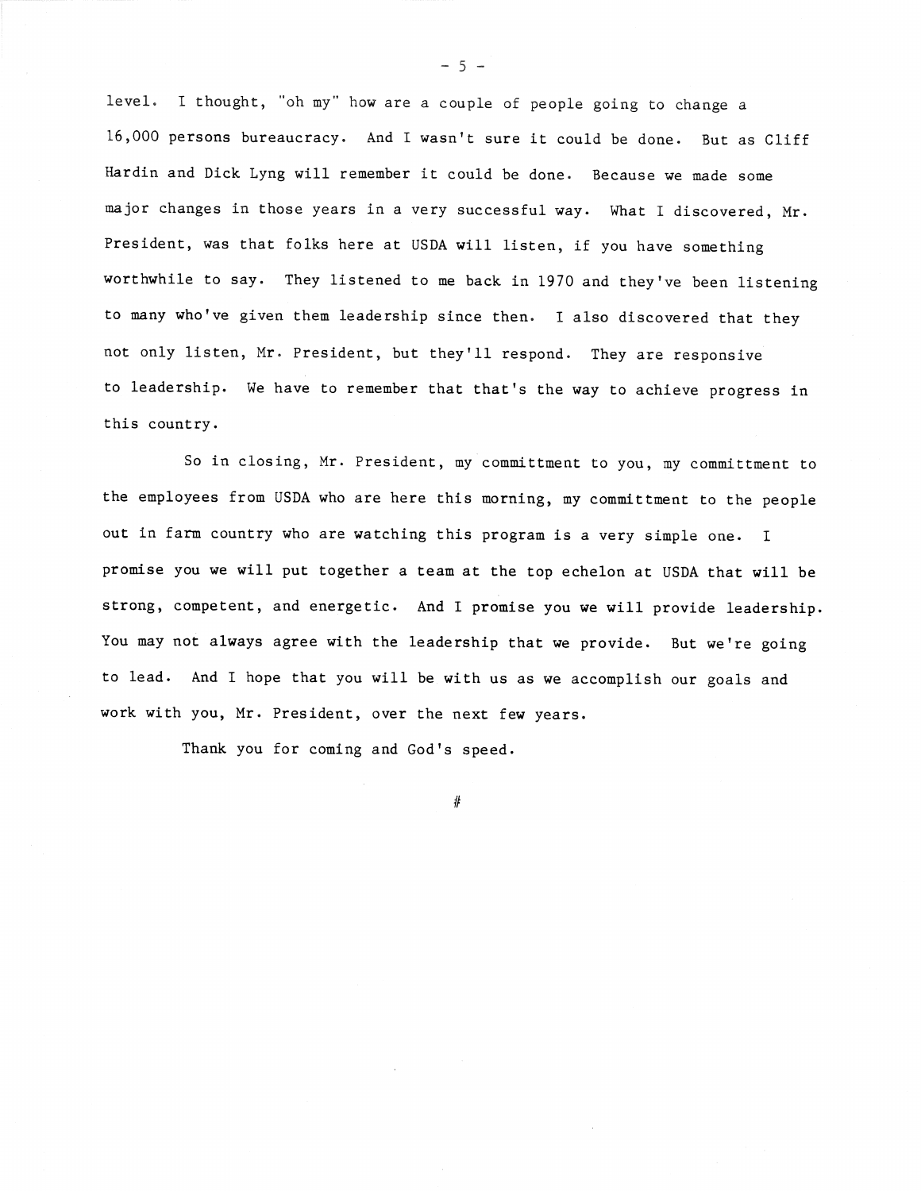level. I thought, "oh my" how are a couple of people going to change a 16,000 persons bureaucracy. And I wasn't sure it could be done. But as Cliff Hardin and Dick Lyng will remember it could be done. Because we made some major changes in those years in a very successful way. What I discovered, Mr. President, was that folks here at USDA will listen, if you have something worthwhile to say. They listened to me back in 1970 and they've been listening to many who've given them leadership since then. I also discovered that they not only listen, Mr. President, but they'll respond. They are responsive to leadership. We have to remember that that's the way to achieve progress in this country.

So in closing, Mr. President, my committment to you, my committment to the employees from USDA who are here this morning, my committment to the people out in farm country who are watching this program is a very simple one. I promise you we will put together a team at the top echelon at USDA that will be strong, competent, and energetic. And I promise you we will provide leadership. You may not always agree with the leadership that we provide. But we're going to lead. And I hope that you will be with us as we accomplish our goals and work with you, Mr. President, over the next few years.

Thank you for coming and God's speed.

#